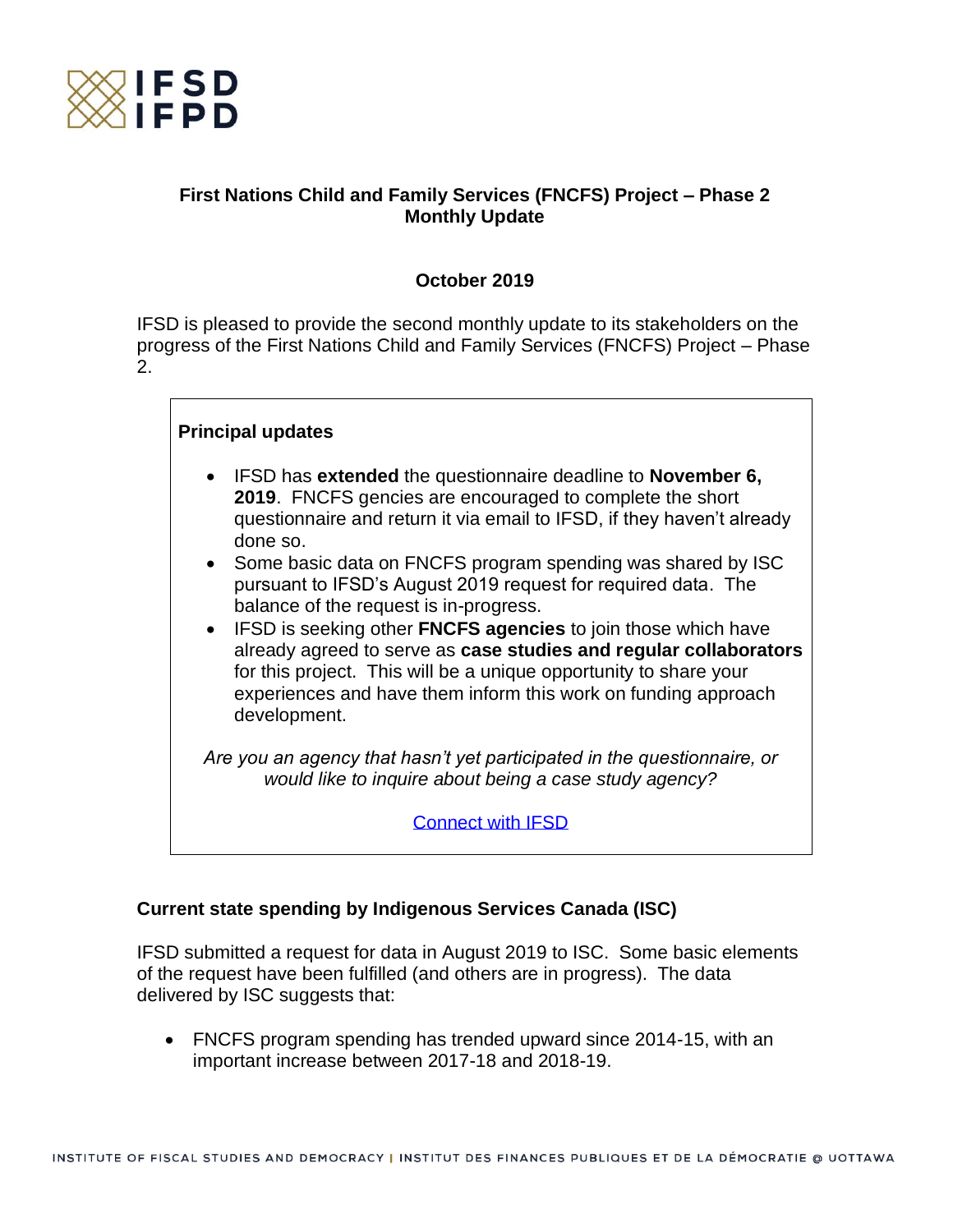IFSD
IFPD

## First Nations Child and Family Services (FNCFS) Project – Phase 2 Monthly Update

### October 2019

IFSD is pleased to provide the second monthly update to its stakeholders on the progress of the First Nations Child and Family Services (FNCFS) Project – Phase 2.

**Principal updates**

- IFSD has **extended** the questionnaire deadline to **November 6, 2019**. FNCFS gencies are encouraged to complete the short questionnaire and return it via email to IFSD, if they haven't already done so.
- Some basic data on FNCFS program spending was shared by ISC pursuant to IFSD's August 2019 request for required data. The balance of the request is in-progress.
- IFSD is seeking other **FNCFS agencies** to join those which have already agreed to serve as **case studies and regular collaborators** for this project. This will be a unique opportunity to share your experiences and have them inform this work on funding approach development.

*Are you an agency that hasn't yet participated in the questionnaire, or would like to inquire about being a case study agency?*

Connect with IFSD

### Current state spending by Indigenous Services Canada (ISC)

IFSD submitted a request for data in August 2019 to ISC. Some basic elements of the request have been fulfilled (and others are in progress). The data delivered by ISC suggests that:

- FNCFS program spending has trended upward since 2014-15, with an important increase between 2017-18 and 2018-19.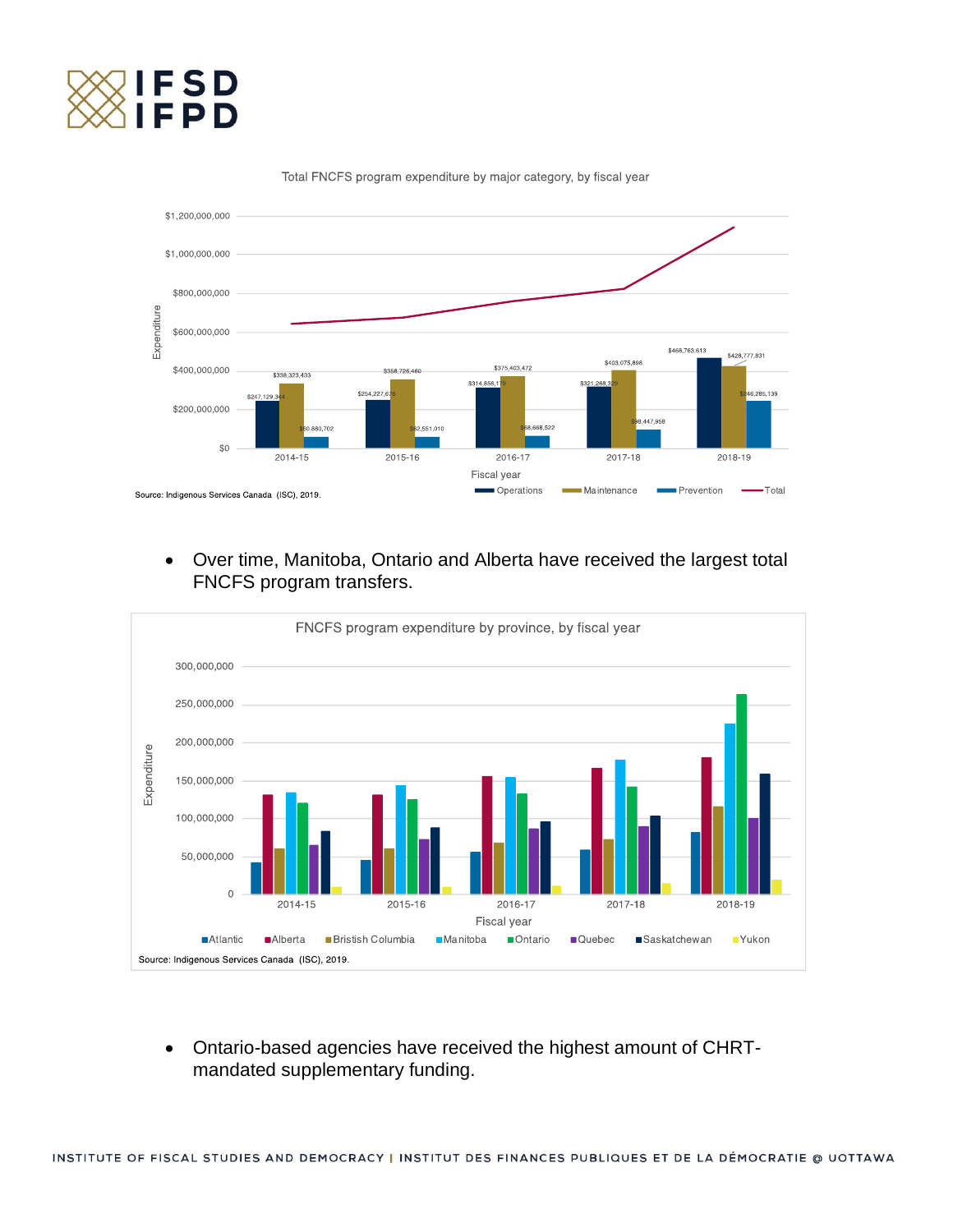Total FNCFS program expenditure by major category, by fiscal year

| Fiscal year | Operations | Maintenance | Prevention |
| --- | --- | --- | --- |
| 2014-15 | $247,129,344 | $338,323,433 | $60,880,702 |
| 2015-16 | $254,227,676 | $358,726,460 | $62,551,010 |
| 2016-17 | $314,856,179 | $375,403,472 | $68,668,522 |
| 2017-18 | $321,268,329 | $403,075,898 | $98,447,958 |
| 2018-19 | $468,763,613 | $428,777,831 | $246,285,139 |

Source: Indigenous Services Canada (ISC), 2019.

- Over time, Manitoba, Ontario and Alberta have received the largest total FNCFS program transfers.

FNCFS program expenditure by province, by fiscal year

Source: Indigenous Services Canada (ISC), 2019.

- Ontario-based agencies have received the highest amount of CHRT-mandated supplementary funding.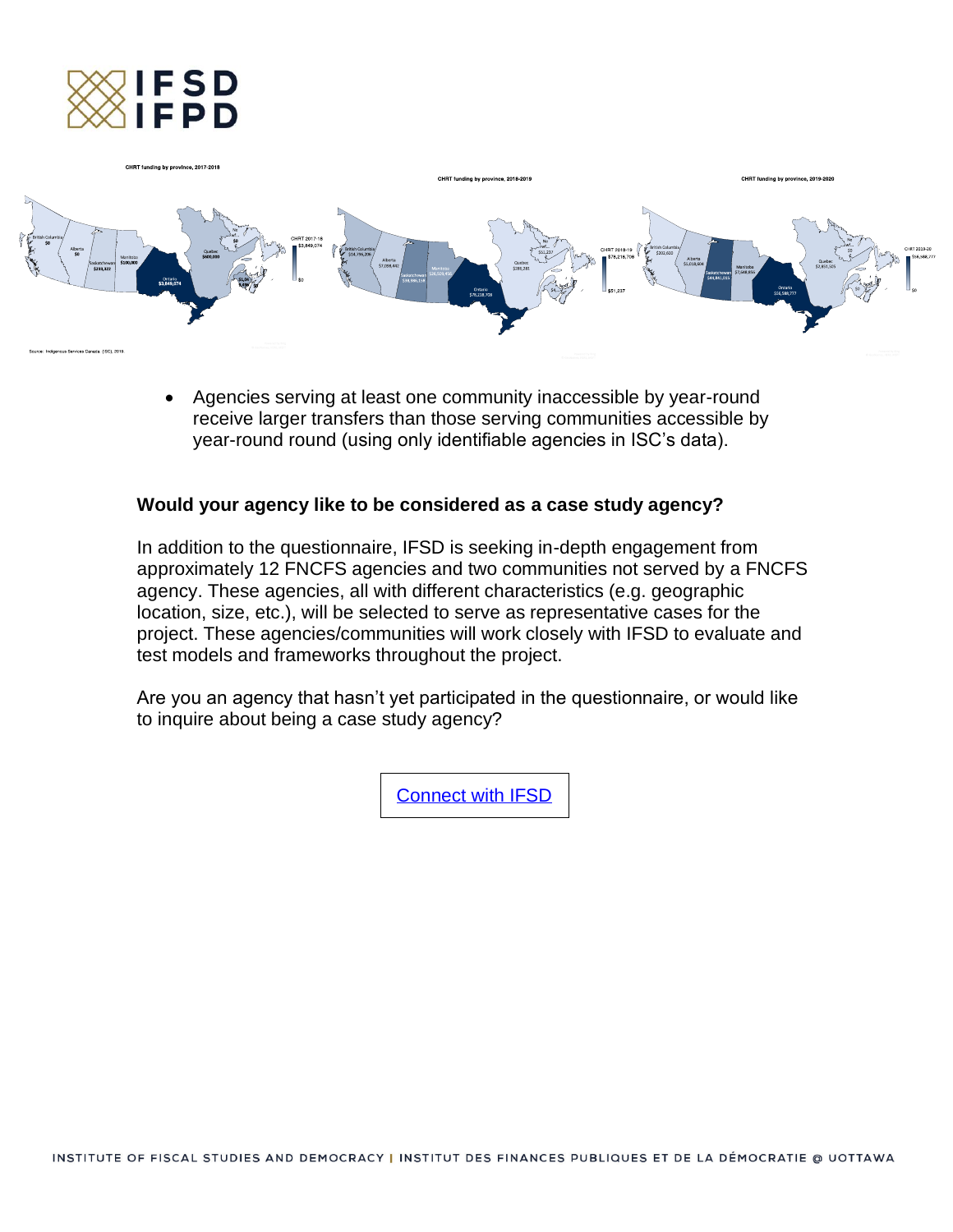CHRT funding by province, 2017-2018

CHRT funding by province, 2018-2019

CHRT funding by province, 2019-2020

Source: Indigenous Services Canada (ISC), 2019

- Agencies serving at least one community inaccessible by year-round receive larger transfers than those serving communities accessible by year-round round (using only identifiable agencies in ISC's data).

### Would your agency like to be considered as a case study agency?

In addition to the questionnaire, IFSD is seeking in-depth engagement from approximately 12 FNCFS agencies and two communities not served by a FNCFS agency. These agencies, all with different characteristics (e.g. geographic location, size, etc.), will be selected to serve as representative cases for the project. These agencies/communities will work closely with IFSD to evaluate and test models and frameworks throughout the project.

Are you an agency that hasn't yet participated in the questionnaire, or would like to inquire about being a case study agency?

Connect with IFSD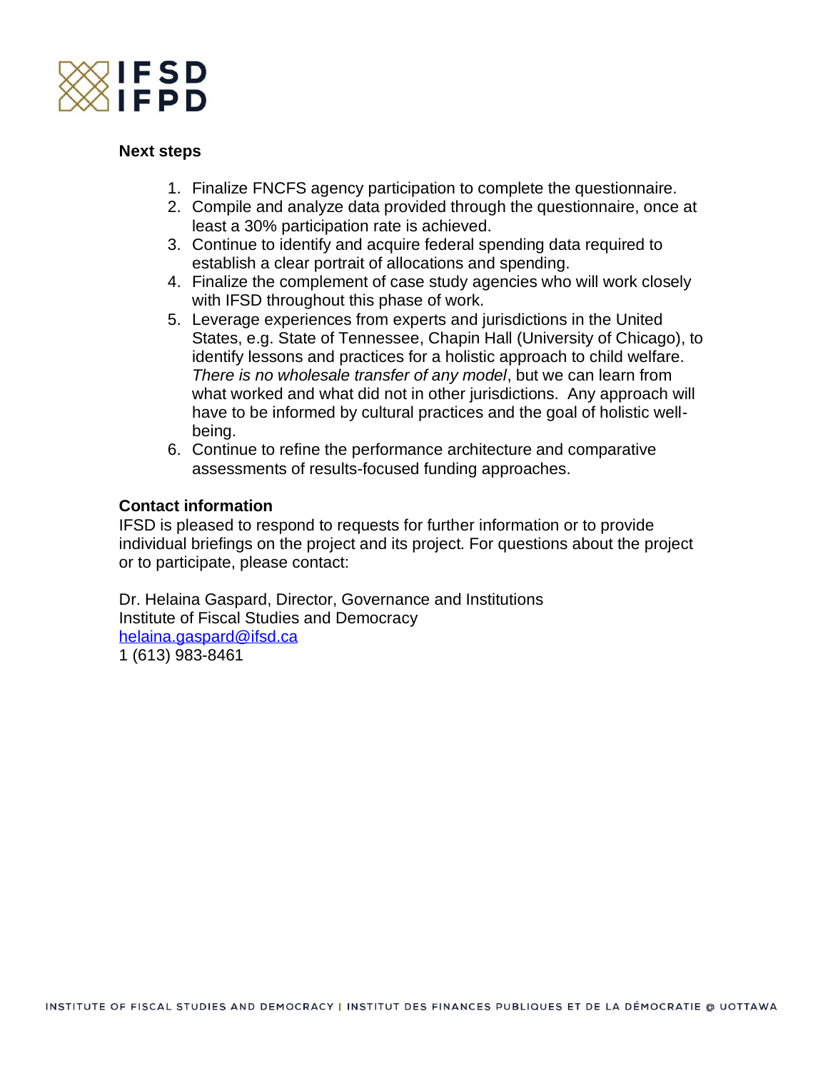**Next steps**

1. Finalize FNCFS agency participation to complete the questionnaire.
2. Compile and analyze data provided through the questionnaire, once at least a 30% participation rate is achieved.
3. Continue to identify and acquire federal spending data required to establish a clear portrait of allocations and spending.
4. Finalize the complement of case study agencies who will work closely with IFSD throughout this phase of work.
5. Leverage experiences from experts and jurisdictions in the United States, e.g. State of Tennessee, Chapin Hall (University of Chicago), to identify lessons and practices for a holistic approach to child welfare. *There is no wholesale transfer of any model*, but we can learn from what worked and what did not in other jurisdictions. Any approach will have to be informed by cultural practices and the goal of holistic well-being.
6. Continue to refine the performance architecture and comparative assessments of results-focused funding approaches.

**Contact information**

IFSD is pleased to respond to requests for further information or to provide individual briefings on the project and its project. For questions about the project or to participate, please contact:

Dr. Helaina Gaspard, Director, Governance and Institutions
Institute of Fiscal Studies and Democracy
helaina.gaspard@ifsd.ca
1 (613) 983-8461